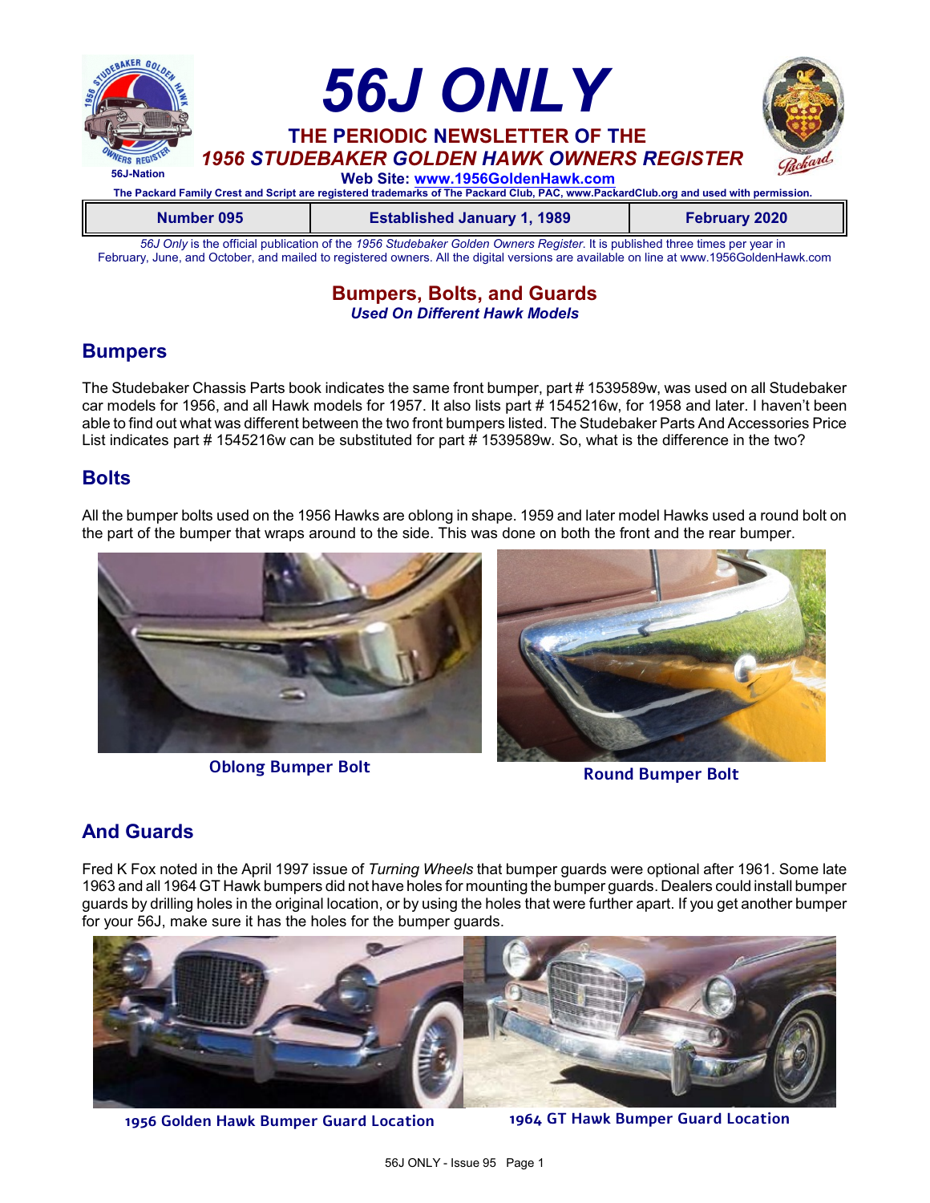# 56J ONLY

**THE PERIODIC NEWSLETTER OF THE**
***1956 STUDEBAKER GOLDEN HAWK OWNERS REGISTER***

56J-Nation

**Web Site: www.1956GoldenHawk.com**

**The Packard Family Crest and Script are registered trademarks of The Packard Club, PAC, www.PackardClub.org and used with permission.**

| Number 095 | Established January 1, 1989 | February 2020 |
| --- | --- | --- |

*56J Only* is the official publication of the *1956 Studebaker Golden Owners Register*. It is published three times per year in February, June, and October, and mailed to registered owners. All the digital versions are available on line at www.1956GoldenHawk.com

## Bumpers, Bolts, and Guards

***Used On Different Hawk Models***

## Bumpers

The Studebaker Chassis Parts book indicates the same front bumper, part # 1539589w, was used on all Studebaker car models for 1956, and all Hawk models for 1957. It also lists part # 1545216w, for 1958 and later. I haven't been able to find out what was different between the two front bumpers listed. The Studebaker Parts And Accessories Price List indicates part # 1545216w can be substituted for part # 1539589w. So, what is the difference in the two?

## Bolts

All the bumper bolts used on the 1956 Hawks are oblong in shape. 1959 and later model Hawks used a round bolt on the part of the bumper that wraps around to the side. This was done on both the front and the rear bumper.

Oblong Bumper Bolt

Round Bumper Bolt

## And Guards

Fred K Fox noted in the April 1997 issue of *Turning Wheels* that bumper guards were optional after 1961. Some late 1963 and all 1964 GT Hawk bumpers did not have holes for mounting the bumper guards. Dealers could install bumper guards by drilling holes in the original location, or by using the holes that were further apart. If you get another bumper for your 56J, make sure it has the holes for the bumper guards.

1956 Golden Hawk Bumper Guard Location

1964 GT Hawk Bumper Guard Location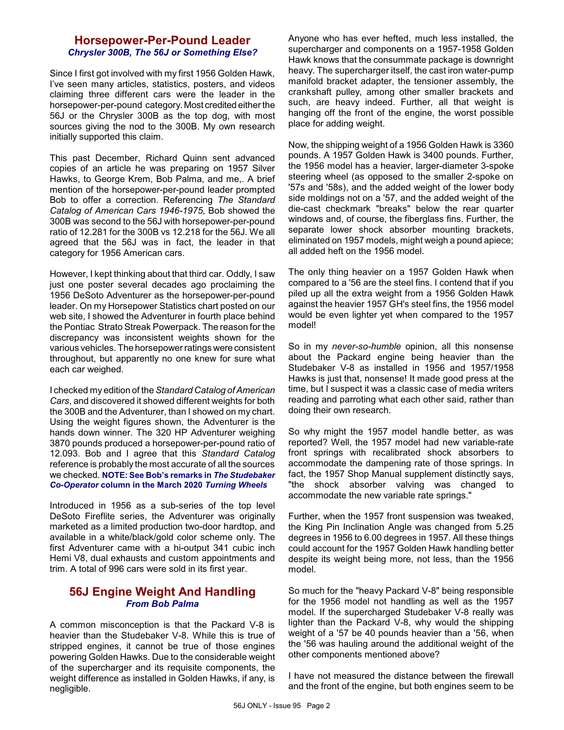## Horsepower-Per-Pound Leader

### *Chrysler 300B, The 56J or Something Else?*

Since I first got involved with my first 1956 Golden Hawk, I've seen many articles, statistics, posters, and videos claiming three different cars were the leader in the horsepower-per-pound category. Most credited either the 56J or the Chrysler 300B as the top dog, with most sources giving the nod to the 300B. My own research initially supported this claim.

This past December, Richard Quinn sent advanced copies of an article he was preparing on 1957 Silver Hawks, to George Krem, Bob Palma, and me,. A brief mention of the horsepower-per-pound leader prompted Bob to offer a correction. Referencing *The Standard Catalog of American Cars 1946-1975*, Bob showed the 300B was second to the 56J with horsepower-per-pound ratio of 12.281 for the 300B vs 12.218 for the 56J. We all agreed that the 56J was in fact, the leader in that category for 1956 American cars.

However, I kept thinking about that third car. Oddly, I saw just one poster several decades ago proclaiming the 1956 DeSoto Adventurer as the horsepower-per-pound leader. On my Horsepower Statistics chart posted on our web site, I showed the Adventurer in fourth place behind the Pontiac Strato Streak Powerpack. The reason for the discrepancy was inconsistent weights shown for the various vehicles. The horsepower ratings were consistent throughout, but apparently no one knew for sure what each car weighed.

I checked my edition of the *Standard Catalog of American Cars*, and discovered it showed different weights for both the 300B and the Adventurer, than I showed on my chart. Using the weight figures shown, the Adventurer is the hands down winner. The 320 HP Adventurer weighing 3870 pounds produced a horsepower-per-pound ratio of 12.093. Bob and I agree that this *Standard Catalog* reference is probably the most accurate of all the sources we checked. **NOTE: See Bob's remarks in *The Studebaker Co-Operator* column in the March 2020 *Turning Wheels***

Introduced in 1956 as a sub-series of the top level DeSoto Fireflite series, the Adventurer was originally marketed as a limited production two-door hardtop, and available in a white/black/gold color scheme only. The first Adventurer came with a hi-output 341 cubic inch Hemi V8, dual exhausts and custom appointments and trim. A total of 996 cars were sold in its first year.

## 56J Engine Weight And Handling

### *From Bob Palma*

A common misconception is that the Packard V-8 is heavier than the Studebaker V-8. While this is true of stripped engines, it cannot be true of those engines powering Golden Hawks. Due to the considerable weight of the supercharger and its requisite components, the weight difference as installed in Golden Hawks, if any, is negligible.

Anyone who has ever hefted, much less installed, the supercharger and components on a 1957-1958 Golden Hawk knows that the consummate package is downright heavy. The supercharger itself, the cast iron water-pump manifold bracket adapter, the tensioner assembly, the crankshaft pulley, among other smaller brackets and such, are heavy indeed. Further, all that weight is hanging off the front of the engine, the worst possible place for adding weight.

Now, the shipping weight of a 1956 Golden Hawk is 3360 pounds. A 1957 Golden Hawk is 3400 pounds. Further, the 1956 model has a heavier, larger-diameter 3-spoke steering wheel (as opposed to the smaller 2-spoke on '57s and '58s), and the added weight of the lower body side moldings not on a '57, and the added weight of the die-cast checkmark "breaks" below the rear quarter windows and, of course, the fiberglass fins. Further, the separate lower shock absorber mounting brackets, eliminated on 1957 models, might weigh a pound apiece; all added heft on the 1956 model.

The only thing heavier on a 1957 Golden Hawk when compared to a '56 are the steel fins. I contend that if you piled up all the extra weight from a 1956 Golden Hawk against the heavier 1957 GH's steel fins, the 1956 model would be even lighter yet when compared to the 1957 model!

So in my *never-so-humble* opinion, all this nonsense about the Packard engine being heavier than the Studebaker V-8 as installed in 1956 and 1957/1958 Hawks is just that, nonsense! It made good press at the time, but I suspect it was a classic case of media writers reading and parroting what each other said, rather than doing their own research.

So why might the 1957 model handle better, as was reported? Well, the 1957 model had new variable-rate front springs with recalibrated shock absorbers to accommodate the dampening rate of those springs. In fact, the 1957 Shop Manual supplement distinctly says, "the shock absorber valving was changed to accommodate the new variable rate springs."

Further, when the 1957 front suspension was tweaked, the King Pin Inclination Angle was changed from 5.25 degrees in 1956 to 6.00 degrees in 1957. All these things could account for the 1957 Golden Hawk handling better despite its weight being more, not less, than the 1956 model.

So much for the "heavy Packard V-8" being responsible for the 1956 model not handling as well as the 1957 model. If the supercharged Studebaker V-8 really was lighter than the Packard V-8, why would the shipping weight of a '57 be 40 pounds heavier than a '56, when the '56 was hauling around the additional weight of the other components mentioned above?

I have not measured the distance between the firewall and the front of the engine, but both engines seem to be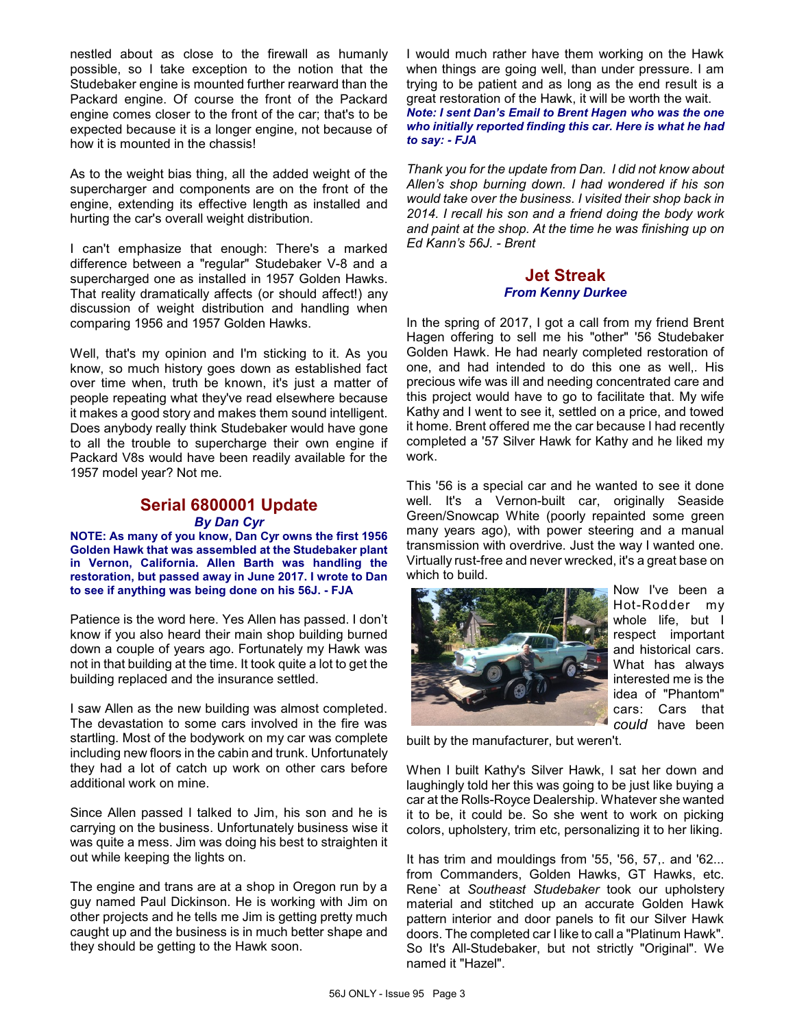nestled about as close to the firewall as humanly possible, so I take exception to the notion that the Studebaker engine is mounted further rearward than the Packard engine. Of course the front of the Packard engine comes closer to the front of the car; that's to be expected because it is a longer engine, not because of how it is mounted in the chassis!

As to the weight bias thing, all the added weight of the supercharger and components are on the front of the engine, extending its effective length as installed and hurting the car's overall weight distribution.

I can't emphasize that enough: There's a marked difference between a "regular" Studebaker V-8 and a supercharged one as installed in 1957 Golden Hawks. That reality dramatically affects (or should affect!) any discussion of weight distribution and handling when comparing 1956 and 1957 Golden Hawks.

Well, that's my opinion and I'm sticking to it. As you know, so much history goes down as established fact over time when, truth be known, it's just a matter of people repeating what they've read elsewhere because it makes a good story and makes them sound intelligent. Does anybody really think Studebaker would have gone to all the trouble to supercharge their own engine if Packard V8s would have been readily available for the 1957 model year? Not me.

## Serial 6800001 Update

***By Dan Cyr***

**NOTE: As many of you know, Dan Cyr owns the first 1956 Golden Hawk that was assembled at the Studebaker plant in Vernon, California. Allen Barth was handling the restoration, but passed away in June 2017. I wrote to Dan to see if anything was being done on his 56J. - FJA**

Patience is the word here. Yes Allen has passed. I don't know if you also heard their main shop building burned down a couple of years ago. Fortunately my Hawk was not in that building at the time. It took quite a lot to get the building replaced and the insurance settled.

I saw Allen as the new building was almost completed. The devastation to some cars involved in the fire was startling. Most of the bodywork on my car was complete including new floors in the cabin and trunk. Unfortunately they had a lot of catch up work on other cars before additional work on mine.

Since Allen passed I talked to Jim, his son and he is carrying on the business. Unfortunately business wise it was quite a mess. Jim was doing his best to straighten it out while keeping the lights on.

The engine and trans are at a shop in Oregon run by a guy named Paul Dickinson. He is working with Jim on other projects and he tells me Jim is getting pretty much caught up and the business is in much better shape and they should be getting to the Hawk soon.

I would much rather have them working on the Hawk when things are going well, than under pressure. I am trying to be patient and as long as the end result is a great restoration of the Hawk, it will be worth the wait.

***Note: I sent Dan's Email to Brent Hagen who was the one who initially reported finding this car. Here is what he had to say: - FJA***

*Thank you for the update from Dan. I did not know about Allen's shop burning down. I had wondered if his son would take over the business. I visited their shop back in 2014. I recall his son and a friend doing the body work and paint at the shop. At the time he was finishing up on Ed Kann's 56J. - Brent*

## Jet Streak

***From Kenny Durkee***

In the spring of 2017, I got a call from my friend Brent Hagen offering to sell me his "other" '56 Studebaker Golden Hawk. He had nearly completed restoration of one, and had intended to do this one as well,. His precious wife was ill and needing concentrated care and this project would have to go to facilitate that. My wife Kathy and I went to see it, settled on a price, and towed it home. Brent offered me the car because I had recently completed a '57 Silver Hawk for Kathy and he liked my work.

This '56 is a special car and he wanted to see it done well. It's a Vernon-built car, originally Seaside Green/Snowcap White (poorly repainted some green many years ago), with power steering and a manual transmission with overdrive. Just the way I wanted one. Virtually rust-free and never wrecked, it's a great base on which to build.

Now I've been a Hot-Rodder my whole life, but I respect important and historical cars. What has always interested me is the idea of "Phantom" cars: Cars that *could* have been built by the manufacturer, but weren't.

When I built Kathy's Silver Hawk, I sat her down and laughingly told her this was going to be just like buying a car at the Rolls-Royce Dealership. Whatever she wanted it to be, it could be. So she went to work on picking colors, upholstery, trim etc, personalizing it to her liking.

It has trim and mouldings from '55, '56, 57,. and '62... from Commanders, Golden Hawks, GT Hawks, etc. Rene` at *Southeast Studebaker* took our upholstery material and stitched up an accurate Golden Hawk pattern interior and door panels to fit our Silver Hawk doors. The completed car I like to call a "Platinum Hawk". So It's All-Studebaker, but not strictly "Original". We named it "Hazel".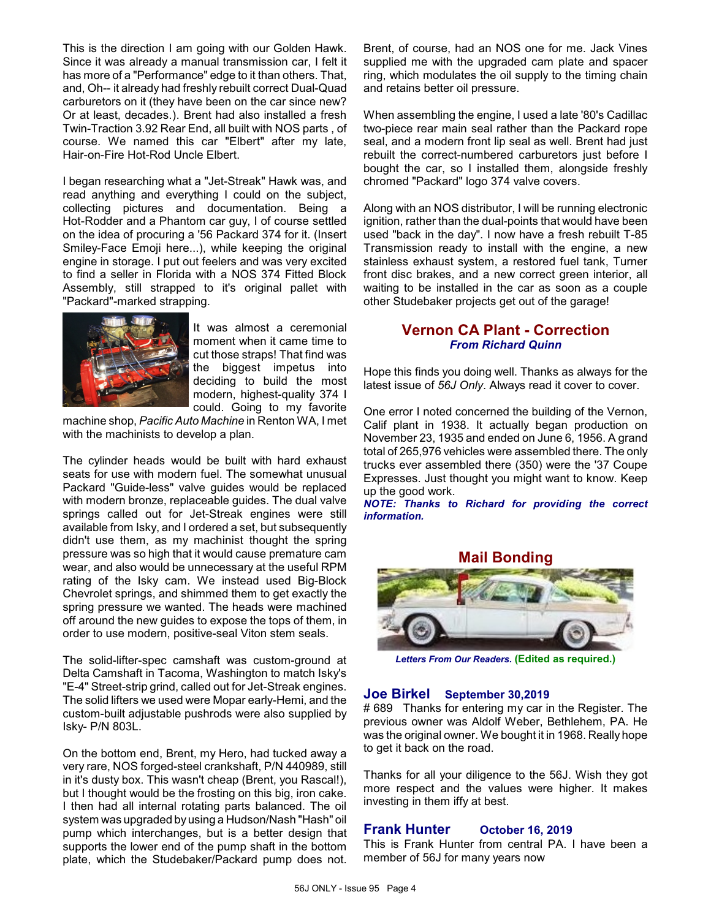This is the direction I am going with our Golden Hawk. Since it was already a manual transmission car, I felt it has more of a "Performance" edge to it than others. That, and, Oh-- it already had freshly rebuilt correct Dual-Quad carburetors on it (they have been on the car since new? Or at least, decades.). Brent had also installed a fresh Twin-Traction 3.92 Rear End, all built with NOS parts , of course. We named this car "Elbert" after my late, Hair-on-Fire Hot-Rod Uncle Elbert.

I began researching what a "Jet-Streak" Hawk was, and read anything and everything I could on the subject, collecting pictures and documentation. Being a Hot-Rodder and a Phantom car guy, I of course settled on the idea of procuring a '56 Packard 374 for it. (Insert Smiley-Face Emoji here...), while keeping the original engine in storage. I put out feelers and was very excited to find a seller in Florida with a NOS 374 Fitted Block Assembly, still strapped to it's original pallet with "Packard"-marked strapping.

It was almost a ceremonial moment when it came time to cut those straps! That find was the biggest impetus into deciding to build the most modern, highest-quality 374 I could. Going to my favorite machine shop, *Pacific Auto Machine* in Renton WA, I met with the machinists to develop a plan.

The cylinder heads would be built with hard exhaust seats for use with modern fuel. The somewhat unusual Packard "Guide-less" valve guides would be replaced with modern bronze, replaceable guides. The dual valve springs called out for Jet-Streak engines were still available from Isky, and I ordered a set, but subsequently didn't use them, as my machinist thought the spring pressure was so high that it would cause premature cam wear, and also would be unnecessary at the useful RPM rating of the Isky cam. We instead used Big-Block Chevrolet springs, and shimmed them to get exactly the spring pressure we wanted. The heads were machined off around the new guides to expose the tops of them, in order to use modern, positive-seal Viton stem seals.

The solid-lifter-spec camshaft was custom-ground at Delta Camshaft in Tacoma, Washington to match Isky's "E-4" Street-strip grind, called out for Jet-Streak engines. The solid lifters we used were Mopar early-Hemi, and the custom-built adjustable pushrods were also supplied by Isky- P/N 803L.

On the bottom end, Brent, my Hero, had tucked away a very rare, NOS forged-steel crankshaft, P/N 440989, still in it's dusty box. This wasn't cheap (Brent, you Rascal!), but I thought would be the frosting on this big, iron cake. I then had all internal rotating parts balanced. The oil system was upgraded by using a Hudson/Nash "Hash" oil pump which interchanges, but is a better design that supports the lower end of the pump shaft in the bottom plate, which the Studebaker/Packard pump does not. Brent, of course, had an NOS one for me. Jack Vines supplied me with the upgraded cam plate and spacer ring, which modulates the oil supply to the timing chain and retains better oil pressure.

When assembling the engine, I used a late '80's Cadillac two-piece rear main seal rather than the Packard rope seal, and a modern front lip seal as well. Brent had just rebuilt the correct-numbered carburetors just before I bought the car, so I installed them, alongside freshly chromed "Packard" logo 374 valve covers.

Along with an NOS distributor, I will be running electronic ignition, rather than the dual-points that would have been used "back in the day". I now have a fresh rebuilt T-85 Transmission ready to install with the engine, a new stainless exhaust system, a restored fuel tank, Turner front disc brakes, and a new correct green interior, all waiting to be installed in the car as soon as a couple other Studebaker projects get out of the garage!

## Vernon CA Plant - Correction

***From Richard Quinn***

Hope this finds you doing well. Thanks as always for the latest issue of *56J Only*. Always read it cover to cover.

One error I noted concerned the building of the Vernon, Calif plant in 1938. It actually began production on November 23, 1935 and ended on June 6, 1956. A grand total of 265,976 vehicles were assembled there. The only trucks ever assembled there (350) were the '37 Coupe Expresses. Just thought you might want to know. Keep up the good work.

***NOTE: Thanks to Richard for providing the correct information.***

## Mail Bonding

***Letters From Our Readers.*** **(Edited as required.)**

### Joe Birkel   September 30,2019

\# 689  Thanks for entering my car in the Register. The previous owner was Aldolf Weber, Bethlehem, PA. He was the original owner. We bought it in 1968. Really hope to get it back on the road.

Thanks for all your diligence to the 56J. Wish they got more respect and the values were higher. It makes investing in them iffy at best.

### Frank Hunter   October 16, 2019

This is Frank Hunter from central PA. I have been a member of 56J for many years now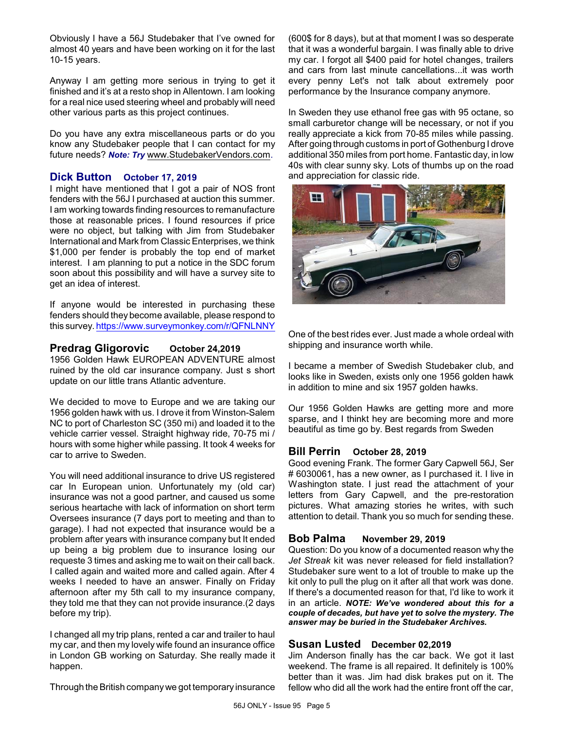Obviously I have a 56J Studebaker that I've owned for almost 40 years and have been working on it for the last 10-15 years.

Anyway I am getting more serious in trying to get it finished and it's at a resto shop in Allentown. I am looking for a real nice used steering wheel and probably will need other various parts as this project continues.

Do you have any extra miscellaneous parts or do you know any Studebaker people that I can contact for my future needs? ***Note: Try*** www.StudebakerVendors.com.

## Dick Button October 17, 2019

I might have mentioned that I got a pair of NOS front fenders with the 56J I purchased at auction this summer. I am working towards finding resources to remanufacture those at reasonable prices. I found resources if price were no object, but talking with Jim from Studebaker International and Mark from Classic Enterprises, we think $1,000 per fender is probably the top end of market interest. I am planning to put a notice in the SDC forum soon about this possibility and will have a survey site to get an idea of interest.

If anyone would be interested in purchasing these fenders should they become available, please respond to this survey. https://www.surveymonkey.com/r/QFNLNNY

## Predrag Gligorovic October 24,2019

1956 Golden Hawk EUROPEAN ADVENTURE almost ruined by the old car insurance company. Just s short update on our little trans Atlantic adventure.

We decided to move to Europe and we are taking our 1956 golden hawk with us. I drove it from Winston-Salem NC to port of Charleston SC (350 mi) and loaded it to the vehicle carrier vessel. Straight highway ride, 70-75 mi / hours with some higher while passing. It took 4 weeks for car to arrive to Sweden.

You will need additional insurance to drive US registered car In European union. Unfortunately my (old car) insurance was not a good partner, and caused us some serious heartache with lack of information on short term Oversees insurance (7 days port to meeting and than to garage). I had not expected that insurance would be a problem after years with insurance company but It ended up being a big problem due to insurance losing our requeste 3 times and asking me to wait on their call back. I called again and waited more and called again. After 4 weeks I needed to have an answer. Finally on Friday afternoon after my 5th call to my insurance company, they told me that they can not provide insurance.(2 days before my trip).

I changed all my trip plans, rented a car and trailer to haul my car, and then my lovely wife found an insurance office in London GB working on Saturday. She really made it happen.

Through the British company we got temporary insurance (600$ for 8 days), but at that moment I was so desperate that it was a wonderful bargain. I was finally able to drive my car. I forgot all $400 paid for hotel changes, trailers and cars from last minute cancellations...it was worth every penny Let's not talk about extremely poor performance by the Insurance company anymore.

In Sweden they use ethanol free gas with 95 octane, so small carburetor change will be necessary, or not if you really appreciate a kick from 70-85 miles while passing. After going through customs in port of Gothenburg I drove additional 350 miles from port home. Fantastic day, in low 40s with clear sunny sky. Lots of thumbs up on the road and appreciation for classic ride.

One of the best rides ever. Just made a whole ordeal with shipping and insurance worth while.

I became a member of Swedish Studebaker club, and looks like in Sweden, exists only one 1956 golden hawk in addition to mine and six 1957 golden hawks.

Our 1956 Golden Hawks are getting more and more sparse, and I thinkt hey are becoming more and more beautiful as time go by. Best regards from Sweden

## Bill Perrin October 28, 2019

Good evening Frank. The former Gary Capwell 56J, Ser # 6030061, has a new owner, as I purchased it. I live in Washington state. I just read the attachment of your letters from Gary Capwell, and the pre-restoration pictures. What amazing stories he writes, with such attention to detail. Thank you so much for sending these.

## Bob Palma November 29, 2019

Question: Do you know of a documented reason why the *Jet Streak* kit was never released for field installation? Studebaker sure went to a lot of trouble to make up the kit only to pull the plug on it after all that work was done. If there's a documented reason for that, I'd like to work it in an article. ***NOTE: We've wondered about this for a couple of decades, but have yet to solve the mystery. The answer may be buried in the Studebaker Archives.***

## Susan Lusted December 02,2019

Jim Anderson finally has the car back. We got it last weekend. The frame is all repaired. It definitely is 100% better than it was. Jim had disk brakes put on it. The fellow who did all the work had the entire front off the car,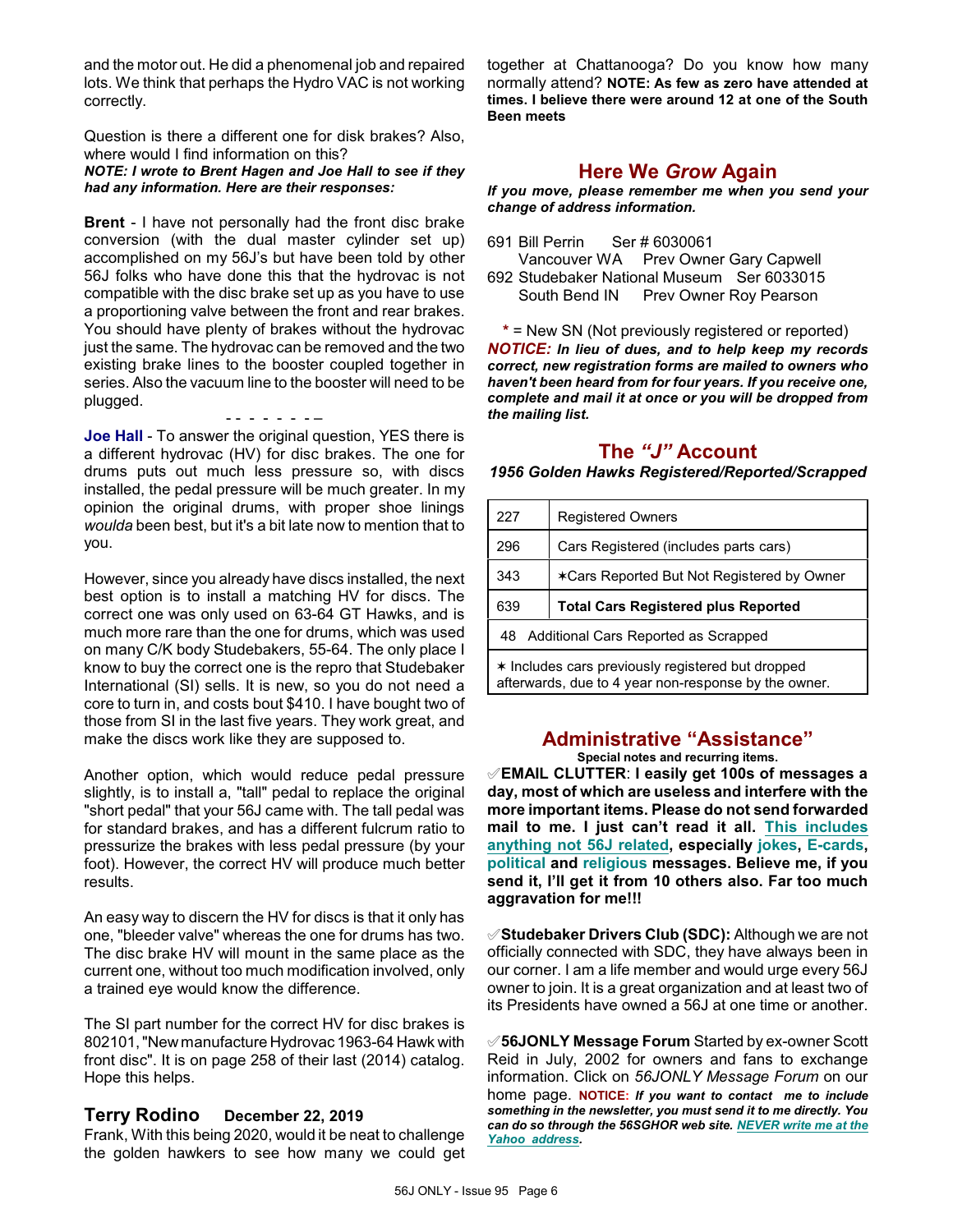and the motor out. He did a phenomenal job and repaired lots. We think that perhaps the Hydro VAC is not working correctly.

Question is there a different one for disk brakes? Also, where would I find information on this?

***NOTE: I wrote to Brent Hagen and Joe Hall to see if they had any information. Here are their responses:***

**Brent** - I have not personally had the front disc brake conversion (with the dual master cylinder set up) accomplished on my 56J but have been told by other 56J folks who have done this that the hydrovac is not compatible with the disc brake set up as you have to use a proportioning valve between the front and rear brakes. You should have plenty of brakes without the hydrovac just the same. The hydrovac can be removed and the two existing brake lines to the booster coupled together in series. Also the vacuum line to the booster will need to be plugged.

- - - - - - - -

**Joe Hall** - To answer the original question, YES there is a different hydrovac (HV) for disc brakes. The one for drums puts out much less pressure so, with discs installed, the pedal pressure will be much greater. In my opinion the original drums, with proper shoe linings *woulda* been best, but it's a bit late now to mention that to you.

However, since you already have discs installed, the next best option is to install a matching HV for discs. The correct one was only used on 63-64 GT Hawks, and is much more rare than the one for drums, which was used on many C/K body Studebakers, 55-64. The only place I know to buy the correct one is the repro that Studebaker International (SI) sells. It is new, so you do not need a core to turn in, and costs bout $410. I have bought two of those from SI in the last five years. They work great, and make the discs work like they are supposed to.

Another option, which would reduce pedal pressure slightly, is to install a, "tall" pedal to replace the original "short pedal" that your 56J came with. The tall pedal was for standard brakes, and has a different fulcrum ratio to pressurize the brakes with less pedal pressure (by your foot). However, the correct HV will produce much better results.

An easy way to discern the HV for discs is that it only has one, "bleeder valve" whereas the one for drums has two. The disc brake HV will mount in the same place as the current one, without too much modification involved, only a trained eye would know the difference.

The SI part number for the correct HV for disc brakes is 802101, "New manufacture Hydrovac 1963-64 Hawk with front disc". It is on page 258 of their last (2014) catalog. Hope this helps.

## Terry Rodino    December 22, 2019

Frank, With this being 2020, would it be neat to challenge the golden hawkers to see how many we could get together at Chattanooga? Do you know how many normally attend? **NOTE: As few as zero have attended at times. I believe there were around 12 at one of the South Been meets**

## Here We *Grow* Again

***If you move, please remember me when you send your change of address information.***

691 Bill Perrin    Ser # 6030061
    Vancouver WA    Prev Owner Gary Capwell
692 Studebaker National Museum    Ser 6033015
    South Bend IN    Prev Owner Roy Pearson

\* = New SN (Not previously registered or reported)

***NOTICE:*** ***In lieu of dues, and to help keep my records correct, new registration forms are mailed to owners who haven't been heard from for four years. If you receive one, complete and mail it at once or you will be dropped from the mailing list.***

## The *"J"* Account

***1956 Golden Hawks Registered/Reported/Scrapped***

| | |
|---|---|
| 227 | Registered Owners |
| 296 | Cars Registered (includes parts cars) |
| 343 | ✶Cars Reported But Not Registered by Owner |
| 639 | **Total Cars Registered plus Reported** |
| 48 | Additional Cars Reported as Scrapped |

✶ Includes cars previously registered but dropped afterwards, due to 4 year non-response by the owner.

## Administrative "Assistance"

**Special notes and recurring items.**

✐**EMAIL CLUTTER**: **I easily get 100s of messages a day, most of which are useless and interfere with the more important items. Please do not send forwarded mail to me. I just can't read it all. This includes anything not 56J related, especially jokes, E-cards, political and religious messages. Believe me, if you send it, I'll get it from 10 others also. Far too much aggravation for me!!!**

✐**Studebaker Drivers Club (SDC):** Although we are not officially connected with SDC, they have always been in our corner. I am a life member and would urge every 56J owner to join. It is a great organization and at least two of its Presidents have owned a 56J at one time or another.

✐**56JONLY Message Forum** Started by ex-owner Scott Reid in July, 2002 for owners and fans to exchange information. Click on *56JONLY Message Forum* on our home page. **NOTICE:** ***If you want to contact me to include something in the newsletter, you must send it to me directly. You can do so through the 56SGHOR web site. NEVER write me at the Yahoo address.***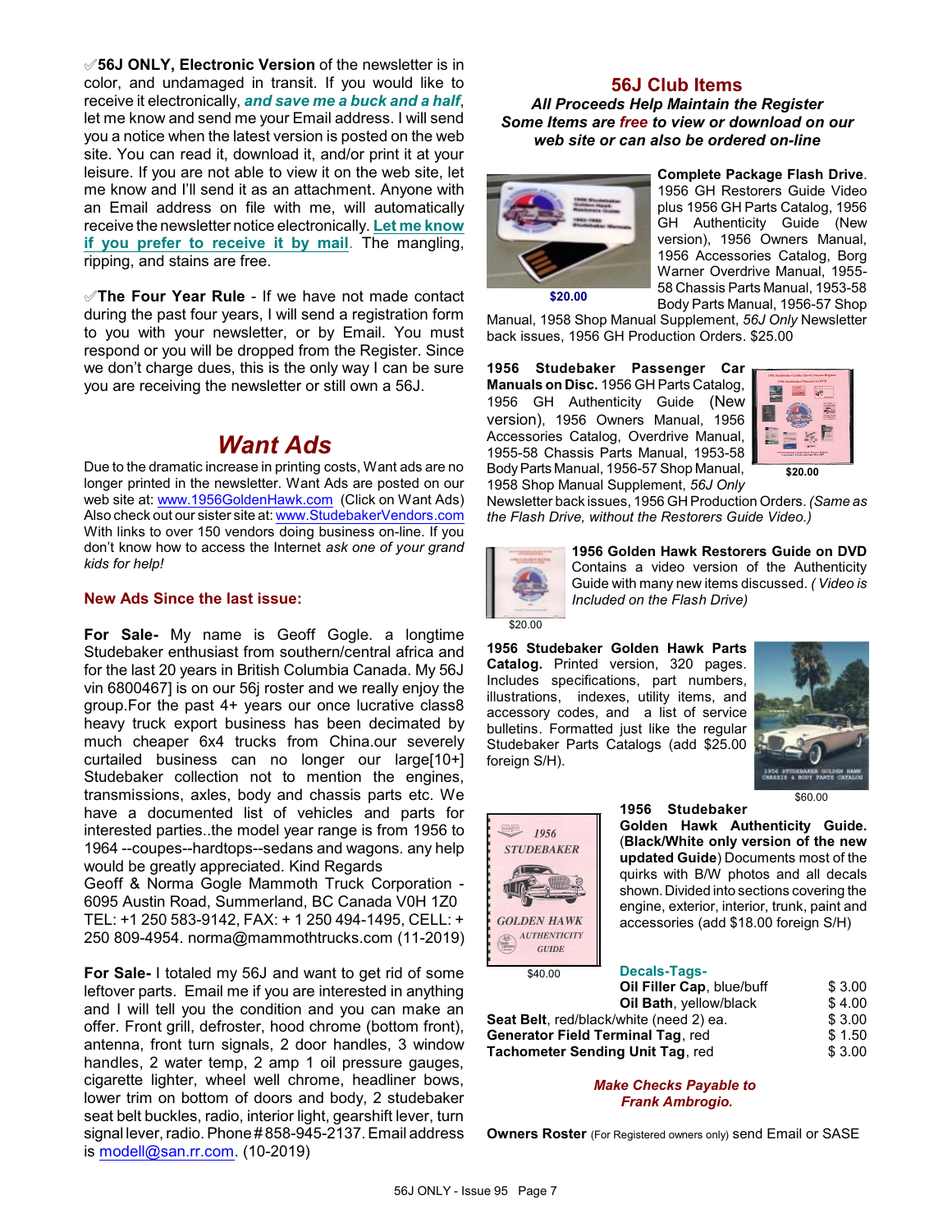✐**56J ONLY, Electronic Version** of the newsletter is in color, and undamaged in transit. If you would like to receive it electronically, ***and save me a buck and a half***, let me know and send me your Email address. I will send you a notice when the latest version is posted on the web site. You can read it, download it, and/or print it at your leisure. If you are not able to view it on the web site, let me know and I'll send it as an attachment. Anyone with an Email address on file with me, will automatically receive the newsletter notice electronically. **Let me know if you prefer to receive it by mail**. The mangling, ripping, and stains are free.

✐**The Four Year Rule** - If we have not made contact during the past four years, I will send a registration form to you with your newsletter, or by Email. You must respond or you will be dropped from the Register. Since we don't charge dues, this is the only way I can be sure you are receiving the newsletter or still own a 56J.

# *Want Ads*

Due to the dramatic increase in printing costs, Want ads are no longer printed in the newsletter. Want Ads are posted on our web site at: www.1956GoldenHawk.com (Click on Want Ads) Also check out our sister site at: www.StudebakerVendors.com With links to over 150 vendors doing business on-line. If you don't know how to access the Internet *ask one of your grand kids for help!*

### New Ads Since the last issue:

**For Sale-** My name is Geoff Gogle. a longtime Studebaker enthusiast from southern/central africa and for the last 20 years in British Columbia Canada. My 56J vin 6800467] is on our 56j roster and we really enjoy the group.For the past 4+ years our once lucrative class8 heavy truck export business has been decimated by much cheaper 6x4 trucks from China.our severely curtailed business can no longer our large[10+] Studebaker collection not to mention the engines, transmissions, axles, body and chassis parts etc. We have a documented list of vehicles and parts for interested parties..the model year range is from 1956 to 1964 --coupes--hardtops--sedans and wagons. any help would be greatly appreciated. Kind Regards
Geoff & Norma Gogle Mammoth Truck Corporation - 6095 Austin Road, Summerland, BC Canada V0H 1Z0 TEL: +1 250 583-9142, FAX: + 1 250 494-1495, CELL: + 250 809-4954. norma@mammothtrucks.com (11-2019)

**For Sale-** I totaled my 56J and want to get rid of some leftover parts. Email me if you are interested in anything and I will tell you the condition and you can make an offer. Front grill, defroster, hood chrome (bottom front), antenna, front turn signals, 2 door handles, 3 window handles, 2 water temp, 2 amp 1 oil pressure gauges, cigarette lighter, wheel well chrome, headliner bows, lower trim on bottom of doors and body, 2 studebaker seat belt buckles, radio, interior light, gearshift lever, turn signal lever, radio. Phone # 858-945-2137. Email address is modell@san.rr.com. (10-2019)

## 56J Club Items

***All Proceeds Help Maintain the Register***
***Some Items are free to view or download on our web site or can also be ordered on-line***

**Complete Package Flash Drive**. 1956 GH Restorers Guide Video plus 1956 GH Parts Catalog, 1956 GH Authenticity Guide (New version), 1956 Owners Manual, 1956 Accessories Catalog, Borg Warner Overdrive Manual, 1955-58 Chassis Parts Manual, 1953-58 Body Parts Manual, 1956-57 Shop Manual, 1958 Shop Manual Supplement, *56J Only* Newsletter back issues, 1956 GH Production Orders. $25.00

$20.00

**1956 Studebaker Passenger Car Manuals on Disc.** 1956 GH Parts Catalog, 1956 GH Authenticity Guide (New version), 1956 Owners Manual, 1956 Accessories Catalog, Overdrive Manual, 1955-58 Chassis Parts Manual, 1953-58 Body Parts Manual, 1956-57 Shop Manual, 1958 Shop Manual Supplement, *56J Only* Newsletter back issues, 1956 GH Production Orders. *(Same as the Flash Drive, without the Restorers Guide Video.)*

$20.00

**1956 Golden Hawk Restorers Guide on DVD** Contains a video version of the Authenticity Guide with many new items discussed. *( Video is Included on the Flash Drive)*

$20.00

**1956 Studebaker Golden Hawk Parts Catalog.** Printed version, 320 pages. Includes specifications, part numbers, illustrations, indexes, utility items, and accessory codes, and a list of service bulletins. Formatted just like the regular Studebaker Parts Catalogs (add $25.00 foreign S/H).

$60.00

**1956 Studebaker Golden Hawk Authenticity Guide.** (**Black/White only version of the new updated Guide**) Documents most of the quirks with B/W photos and all decals shown. Divided into sections covering the engine, exterior, interior, trunk, paint and accessories (add $18.00 foreign S/H)

$40.00

### Decals-Tags-

| | |
|---|---|
| **Oil Filler Cap**, blue/buff | $ 3.00 |
| **Oil Bath**, yellow/black | $ 4.00 |
| **Seat Belt**, red/black/white (need 2) ea. | $ 3.00 |
| **Generator Field Terminal Tag**, red | $ 1.50 |
| **Tachometer Sending Unit Tag**, red | $ 3.00 |

***Make Checks Payable to Frank Ambrogio.***

**Owners Roster** (For Registered owners only) send Email or SASE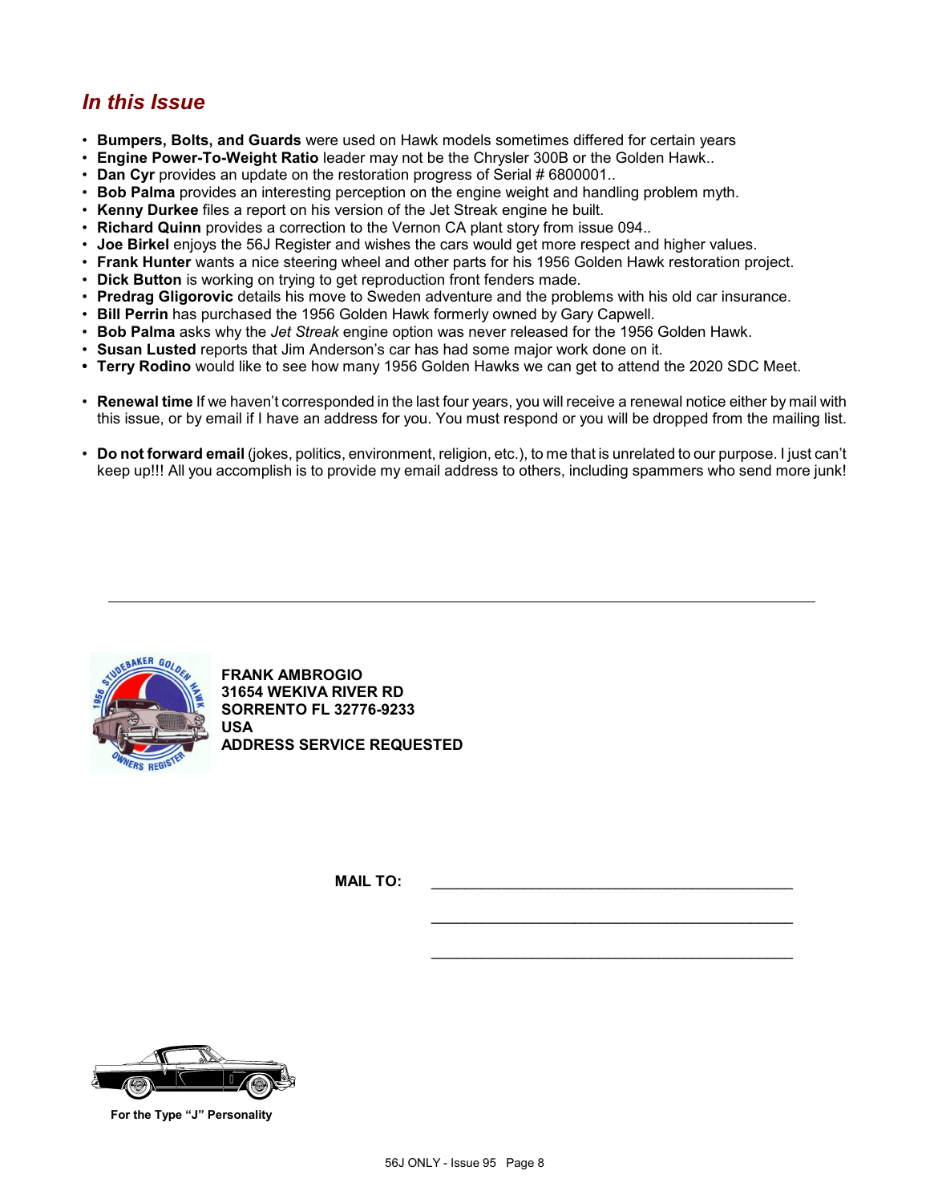## *In this Issue*

- **Bumpers, Bolts, and Guards** were used on Hawk models sometimes differed for certain years
- **Engine Power-To-Weight Ratio** leader may not be the Chrysler 300B or the Golden Hawk..
- **Dan Cyr** provides an update on the restoration progress of Serial # 6800001..
- **Bob Palma** provides an interesting perception on the engine weight and handling problem myth.
- **Kenny Durkee** files a report on his version of the Jet Streak engine he built.
- **Richard Quinn** provides a correction to the Vernon CA plant story from issue 094..
- **Joe Birkel** enjoys the 56J Register and wishes the cars would get more respect and higher values.
- **Frank Hunter** wants a nice steering wheel and other parts for his 1956 Golden Hawk restoration project.
- **Dick Button** is working on trying to get reproduction front fenders made.
- **Predrag Gligorovic** details his move to Sweden adventure and the problems with his old car insurance.
- **Bill Perrin** has purchased the 1956 Golden Hawk formerly owned by Gary Capwell.
- **Bob Palma** asks why the *Jet Streak* engine option was never released for the 1956 Golden Hawk.
- **Susan Lusted** reports that Jim Anderson's car has had some major work done on it.
- **Terry Rodino** would like to see how many 1956 Golden Hawks we can get to attend the 2020 SDC Meet.

- **Renewal time** If we haven't corresponded in the last four years, you will receive a renewal notice either by mail with this issue, or by email if I have an address for you. You must respond or you will be dropped from the mailing list.

- **Do not forward email** (jokes, politics, environment, religion, etc.), to me that is unrelated to our purpose. I just can't keep up!!! All you accomplish is to provide my email address to others, including spammers who send more junk!

---

**FRANK AMBROGIO**
**31654 WEKIVA RIVER RD**
**SORRENTO FL 32776-9233**
**USA**
**ADDRESS SERVICE REQUESTED**

**MAIL TO:** ____________________________________________

____________________________________________

____________________________________________

**For the Type "J" Personality**